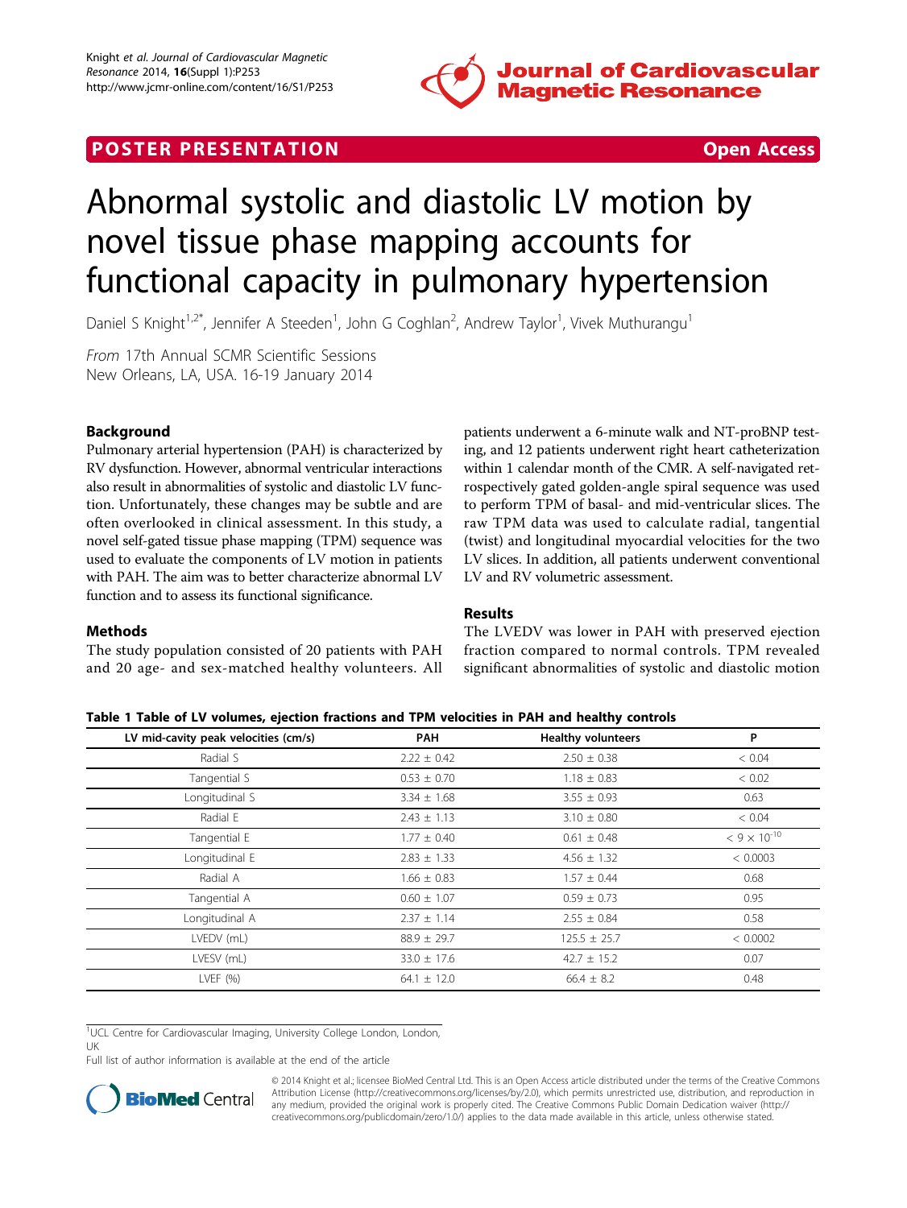POSTER PRESENTATION Open Access

# Abnormal systolic and diastolic LV motion by novel tissue phase mapping accounts for functional capacity in pulmonary hypertension

Daniel S Knight[1,2*], Jennifer A Steeden[1], John G Coghlan[2], Andrew Taylor[1], Vivek Muthurangu[1]

*From* 17th Annual SCMR Scientific Sessions
New Orleans, LA, USA. 16-19 January 2014

## Background

Pulmonary arterial hypertension (PAH) is characterized by RV dysfunction. However, abnormal ventricular interactions also result in abnormalities of systolic and diastolic LV function. Unfortunately, these changes may be subtle and are often overlooked in clinical assessment. In this study, a novel self-gated tissue phase mapping (TPM) sequence was used to evaluate the components of LV motion in patients with PAH. The aim was to better characterize abnormal LV function and to assess its functional significance.

## Methods

The study population consisted of 20 patients with PAH and 20 age- and sex-matched healthy volunteers. All patients underwent a 6-minute walk and NT-proBNP testing, and 12 patients underwent right heart catheterization within 1 calendar month of the CMR. A self-navigated retrospectively gated golden-angle spiral sequence was used to perform TPM of basal- and mid-ventricular slices. The raw TPM data was used to calculate radial, tangential (twist) and longitudinal myocardial velocities for the two LV slices. In addition, all patients underwent conventional LV and RV volumetric assessment.

## Results

The LVEDV was lower in PAH with preserved ejection fraction compared to normal controls. TPM revealed significant abnormalities of systolic and diastolic motion

**Table 1 Table of LV volumes, ejection fractions and TPM velocities in PAH and healthy controls**

| LV mid-cavity peak velocities (cm/s) | PAH | Healthy volunteers | P |
|---|---|---|---|
| Radial S | 2.22 ± 0.42 | 2.50 ± 0.38 | < 0.04 |
| Tangential S | 0.53 ± 0.70 | 1.18 ± 0.83 | < 0.02 |
| Longitudinal S | 3.34 ± 1.68 | 3.55 ± 0.93 | 0.63 |
| Radial E | 2.43 ± 1.13 | 3.10 ± 0.80 | < 0.04 |
| Tangential E | 1.77 ± 0.40 | 0.61 ± 0.48 | $< 9 \times 10^{-10}$ |
| Longitudinal E | 2.83 ± 1.33 | 4.56 ± 1.32 | < 0.0003 |
| Radial A | 1.66 ± 0.83 | 1.57 ± 0.44 | 0.68 |
| Tangential A | 0.60 ± 1.07 | 0.59 ± 0.73 | 0.95 |
| Longitudinal A | 2.37 ± 1.14 | 2.55 ± 0.84 | 0.58 |
| LVEDV (mL) | 88.9 ± 29.7 | 125.5 ± 25.7 | < 0.0002 |
| LVESV (mL) | 33.0 ± 17.6 | 42.7 ± 15.2 | 0.07 |
| LVEF (%) | 64.1 ± 12.0 | 66.4 ± 8.2 | 0.48 |

[1]UCL Centre for Cardiovascular Imaging, University College London, London, UK
Full list of author information is available at the end of the article

© 2014 Knight et al.; licensee BioMed Central Ltd. This is an Open Access article distributed under the terms of the Creative Commons Attribution License (http://creativecommons.org/licenses/by/2.0), which permits unrestricted use, distribution, and reproduction in any medium, provided the original work is properly cited. The Creative Commons Public Domain Dedication waiver (http://creativecommons.org/publicdomain/zero/1.0/) applies to the data made available in this article, unless otherwise stated.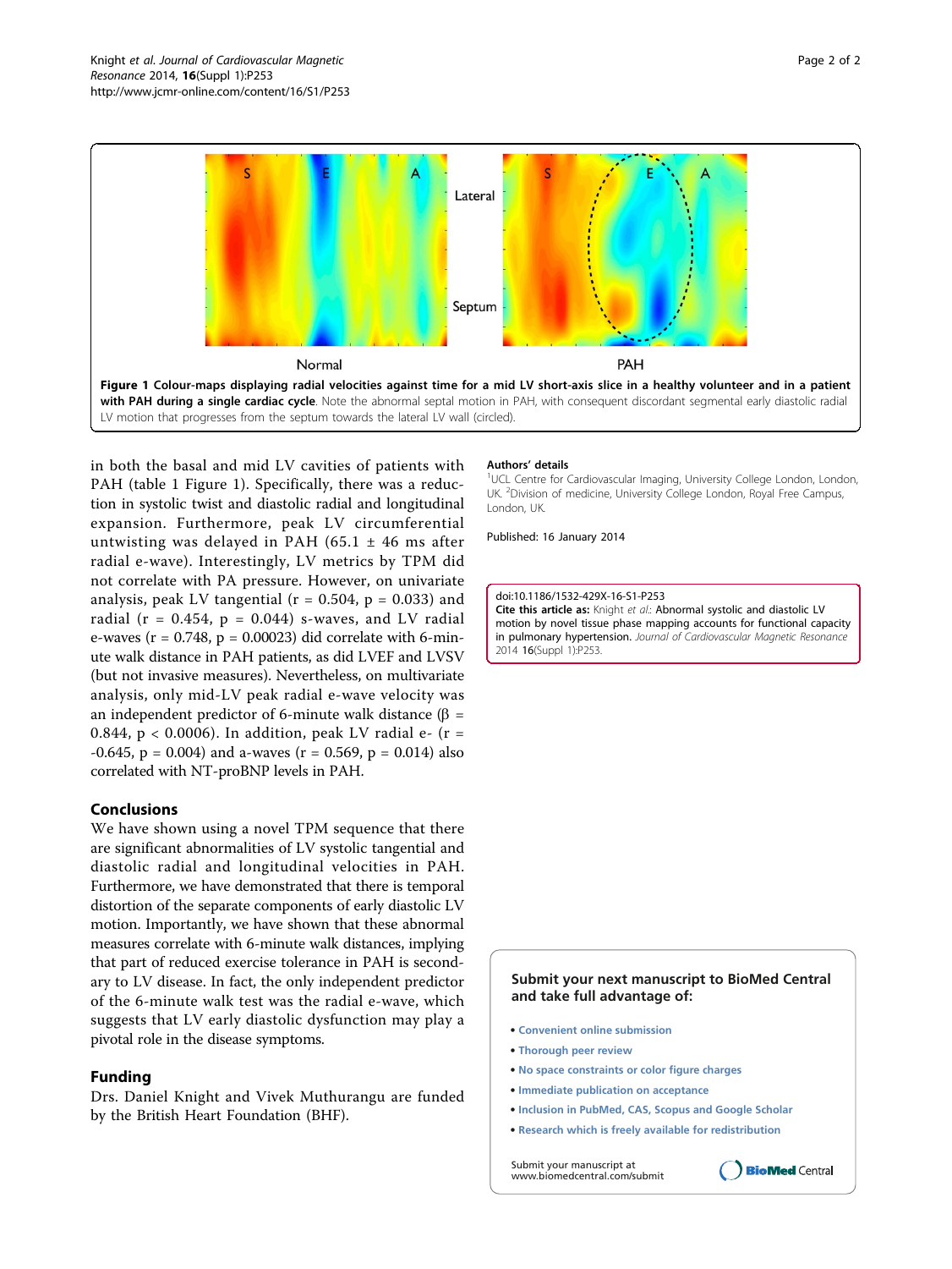S E A

Lateral

Septum

Normal

S E A

PAH

**Figure 1 Colour-maps displaying radial velocities against time for a mid LV short-axis slice in a healthy volunteer and in a patient with PAH during a single cardiac cycle**. Note the abnormal septal motion in PAH, with consequent discordant segmental early diastolic radial LV motion that progresses from the septum towards the lateral LV wall (circled).

in both the basal and mid LV cavities of patients with PAH (table 1 Figure 1). Specifically, there was a reduction in systolic twist and diastolic radial and longitudinal expansion. Furthermore, peak LV circumferential untwisting was delayed in PAH (65.1 ± 46 ms after radial e-wave). Interestingly, LV metrics by TPM did not correlate with PA pressure. However, on univariate analysis, peak LV tangential ($r = 0.504$, $p = 0.033$) and radial ($r = 0.454$, $p = 0.044$) s-waves, and LV radial e-waves ($r = 0.748$, $p = 0.00023$) did correlate with 6-minute walk distance in PAH patients, as did LVEF and LVSV (but not invasive measures). Nevertheless, on multivariate analysis, only mid-LV peak radial e-wave velocity was an independent predictor of 6-minute walk distance ($\beta = 0.844$, $p < 0.0006$). In addition, peak LV radial e- ($r = -0.645$, $p = 0.004$) and a-waves ($r = 0.569$, $p = 0.014$) also correlated with NT-proBNP levels in PAH.

## Conclusions

We have shown using a novel TPM sequence that there are significant abnormalities of LV systolic tangential and diastolic radial and longitudinal velocities in PAH. Furthermore, we have demonstrated that there is temporal distortion of the separate components of early diastolic LV motion. Importantly, we have shown that these abnormal measures correlate with 6-minute walk distances, implying that part of reduced exercise tolerance in PAH is secondary to LV disease. In fact, the only independent predictor of the 6-minute walk test was the radial e-wave, which suggests that LV early diastolic dysfunction may play a pivotal role in the disease symptoms.

## Funding

Drs. Daniel Knight and Vivek Muthurangu are funded by the British Heart Foundation (BHF).

### Authors' details

[1]UCL Centre for Cardiovascular Imaging, University College London, London, UK. [2]Division of medicine, University College London, Royal Free Campus, London, UK.

Published: 16 January 2014

doi:10.1186/1532-429X-16-S1-P253
**Cite this article as:** Knight *et al.*: Abnormal systolic and diastolic LV motion by novel tissue phase mapping accounts for functional capacity in pulmonary hypertension. *Journal of Cardiovascular Magnetic Resonance* 2014 **16**(Suppl 1):P253.

**Submit your next manuscript to BioMed Central and take full advantage of:**

- Convenient online submission
- Thorough peer review
- No space constraints or color figure charges
- Immediate publication on acceptance
- Inclusion in PubMed, CAS, Scopus and Google Scholar
- Research which is freely available for redistribution

Submit your manuscript at
www.biomedcentral.com/submit

BioMed Central